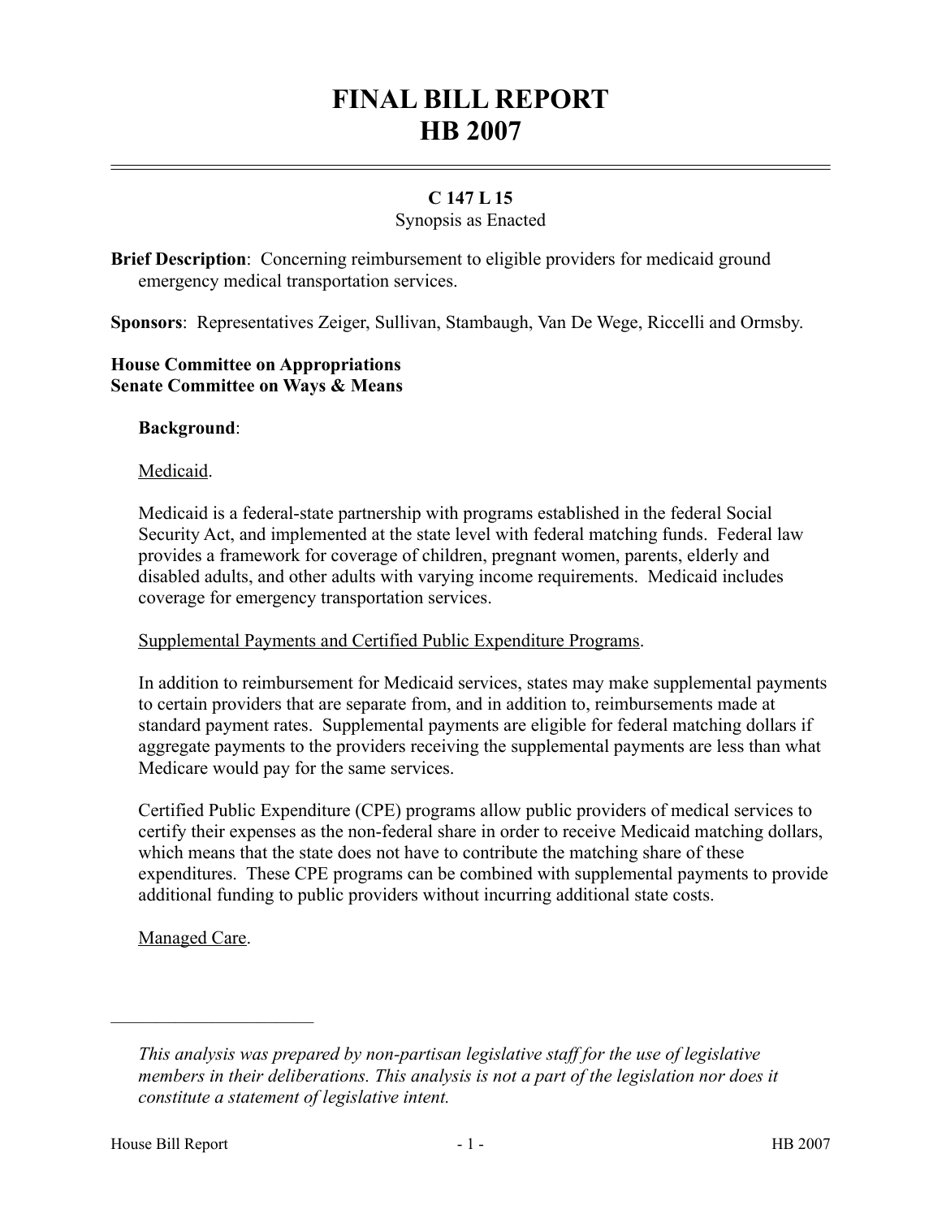# FINAL BILL REPORT
# HB 2007

**C 147 L 15**

Synopsis as Enacted

**Brief Description**: Concerning reimbursement to eligible providers for medicaid ground emergency medical transportation services.

**Sponsors**: Representatives Zeiger, Sullivan, Stambaugh, Van De Wege, Riccelli and Ormsby.

**House Committee on Appropriations**
**Senate Committee on Ways & Means**

**Background**:

Medicaid.

Medicaid is a federal-state partnership with programs established in the federal Social Security Act, and implemented at the state level with federal matching funds. Federal law provides a framework for coverage of children, pregnant women, parents, elderly and disabled adults, and other adults with varying income requirements. Medicaid includes coverage for emergency transportation services.

Supplemental Payments and Certified Public Expenditure Programs.

In addition to reimbursement for Medicaid services, states may make supplemental payments to certain providers that are separate from, and in addition to, reimbursements made at standard payment rates. Supplemental payments are eligible for federal matching dollars if aggregate payments to the providers receiving the supplemental payments are less than what Medicare would pay for the same services.

Certified Public Expenditure (CPE) programs allow public providers of medical services to certify their expenses as the non-federal share in order to receive Medicaid matching dollars, which means that the state does not have to contribute the matching share of these expenditures. These CPE programs can be combined with supplemental payments to provide additional funding to public providers without incurring additional state costs.

Managed Care.

---

*This analysis was prepared by non-partisan legislative staff for the use of legislative members in their deliberations. This analysis is not a part of the legislation nor does it constitute a statement of legislative intent.*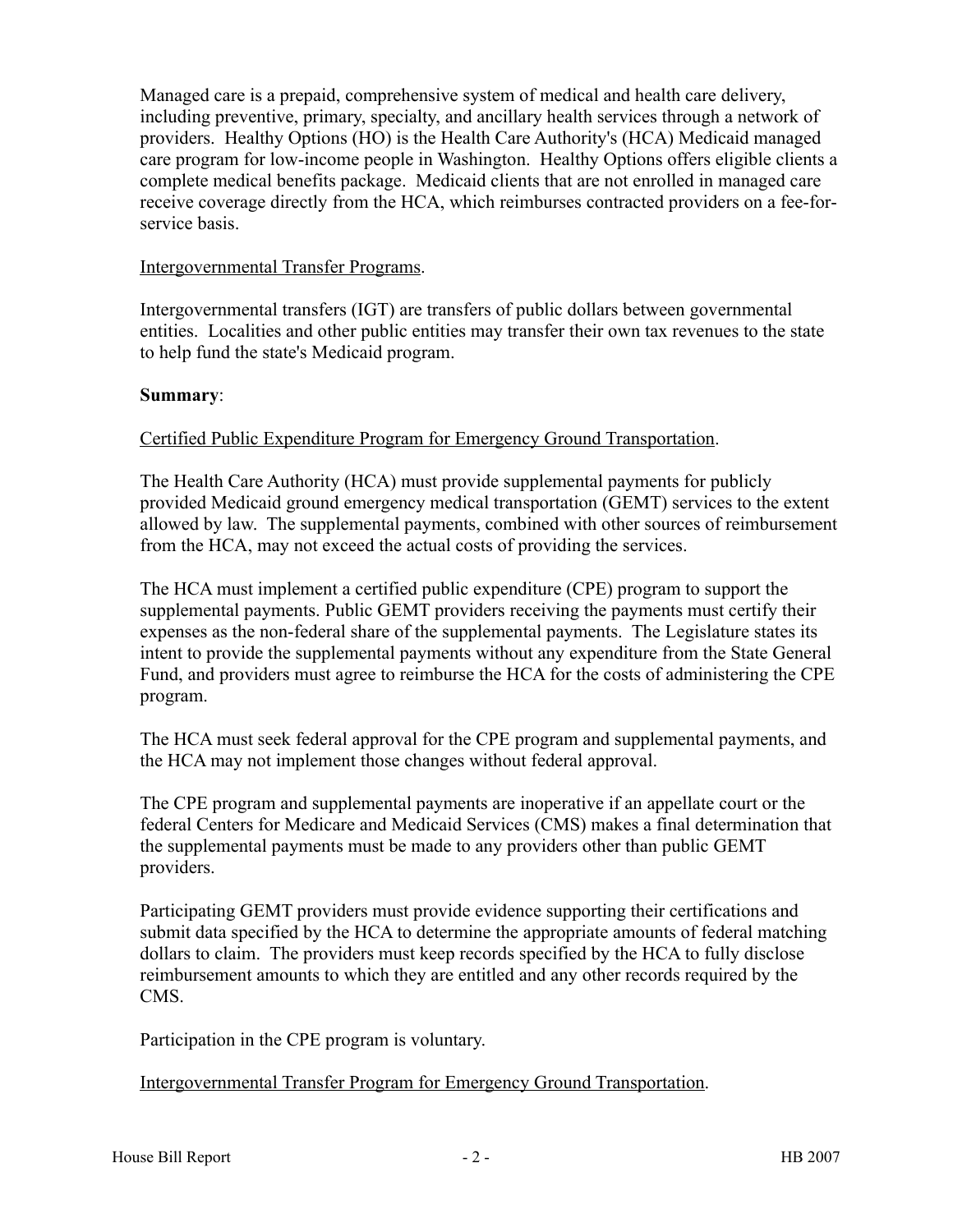Managed care is a prepaid, comprehensive system of medical and health care delivery, including preventive, primary, specialty, and ancillary health services through a network of providers. Healthy Options (HO) is the Health Care Authority's (HCA) Medicaid managed care program for low-income people in Washington. Healthy Options offers eligible clients a complete medical benefits package. Medicaid clients that are not enrolled in managed care receive coverage directly from the HCA, which reimburses contracted providers on a fee-for-service basis.

Intergovernmental Transfer Programs.

Intergovernmental transfers (IGT) are transfers of public dollars between governmental entities. Localities and other public entities may transfer their own tax revenues to the state to help fund the state's Medicaid program.

**Summary**:

Certified Public Expenditure Program for Emergency Ground Transportation.

The Health Care Authority (HCA) must provide supplemental payments for publicly provided Medicaid ground emergency medical transportation (GEMT) services to the extent allowed by law. The supplemental payments, combined with other sources of reimbursement from the HCA, may not exceed the actual costs of providing the services.

The HCA must implement a certified public expenditure (CPE) program to support the supplemental payments. Public GEMT providers receiving the payments must certify their expenses as the non-federal share of the supplemental payments. The Legislature states its intent to provide the supplemental payments without any expenditure from the State General Fund, and providers must agree to reimburse the HCA for the costs of administering the CPE program.

The HCA must seek federal approval for the CPE program and supplemental payments, and the HCA may not implement those changes without federal approval.

The CPE program and supplemental payments are inoperative if an appellate court or the federal Centers for Medicare and Medicaid Services (CMS) makes a final determination that the supplemental payments must be made to any providers other than public GEMT providers.

Participating GEMT providers must provide evidence supporting their certifications and submit data specified by the HCA to determine the appropriate amounts of federal matching dollars to claim. The providers must keep records specified by the HCA to fully disclose reimbursement amounts to which they are entitled and any other records required by the CMS.

Participation in the CPE program is voluntary.

Intergovernmental Transfer Program for Emergency Ground Transportation.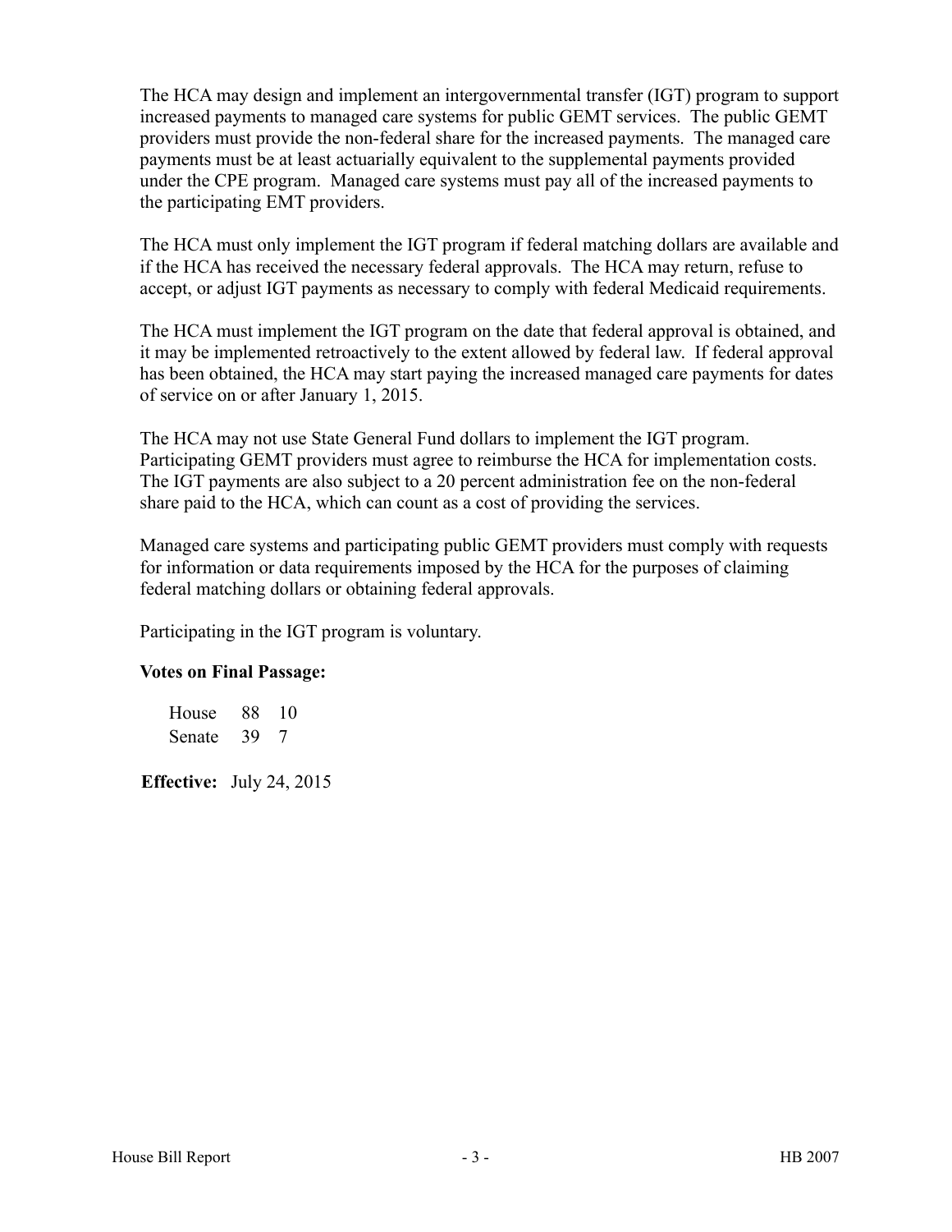The HCA may design and implement an intergovernmental transfer (IGT) program to support increased payments to managed care systems for public GEMT services. The public GEMT providers must provide the non-federal share for the increased payments. The managed care payments must be at least actuarially equivalent to the supplemental payments provided under the CPE program. Managed care systems must pay all of the increased payments to the participating EMT providers.

The HCA must only implement the IGT program if federal matching dollars are available and if the HCA has received the necessary federal approvals. The HCA may return, refuse to accept, or adjust IGT payments as necessary to comply with federal Medicaid requirements.

The HCA must implement the IGT program on the date that federal approval is obtained, and it may be implemented retroactively to the extent allowed by federal law. If federal approval has been obtained, the HCA may start paying the increased managed care payments for dates of service on or after January 1, 2015.

The HCA may not use State General Fund dollars to implement the IGT program. Participating GEMT providers must agree to reimburse the HCA for implementation costs. The IGT payments are also subject to a 20 percent administration fee on the non-federal share paid to the HCA, which can count as a cost of providing the services.

Managed care systems and participating public GEMT providers must comply with requests for information or data requirements imposed by the HCA for the purposes of claiming federal matching dollars or obtaining federal approvals.

Participating in the IGT program is voluntary.

**Votes on Final Passage:**

| | | |
|---|---|---|
| House | 88 | 10 |
| Senate | 39 | 7 |

**Effective:** July 24, 2015